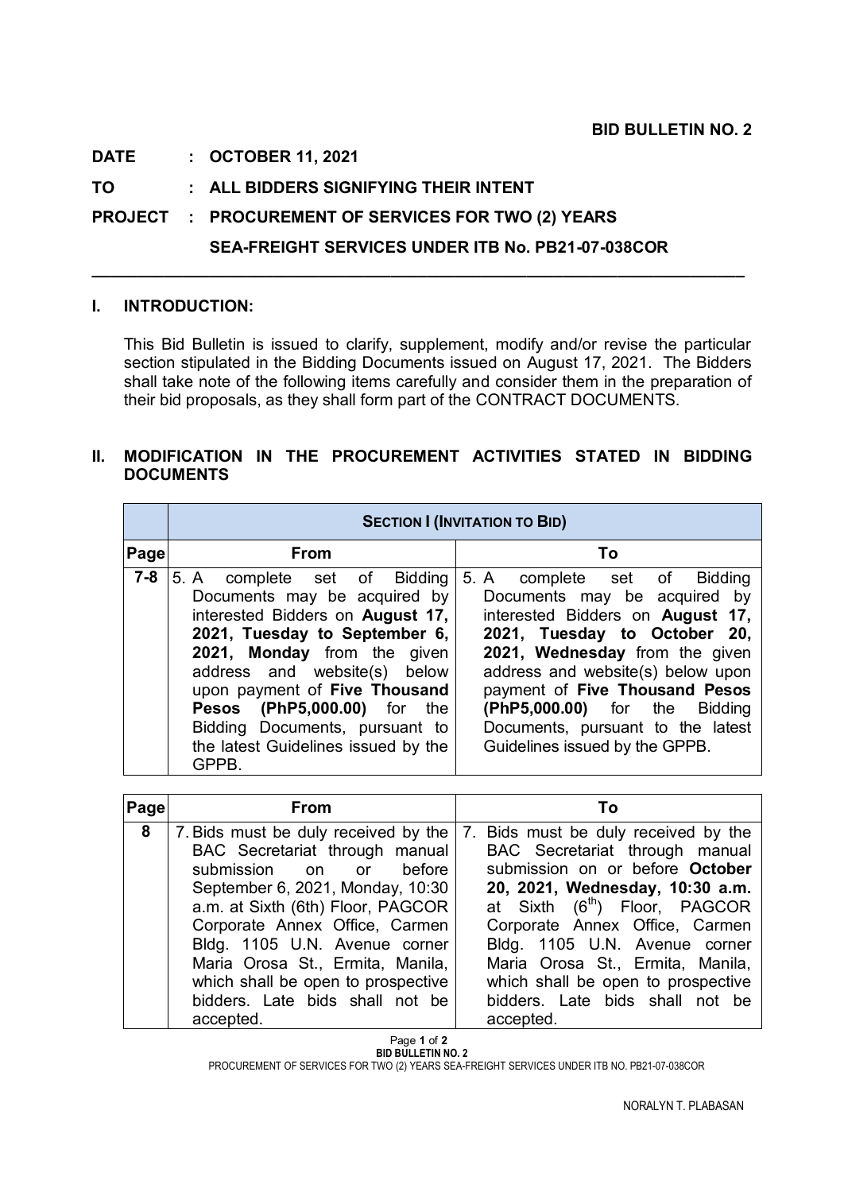**BID BULLETIN NO. 2**

**DATE : OCTOBER 11, 2021**

**TO : ALL BIDDERS SIGNIFYING THEIR INTENT**

**PROJECT : PROCUREMENT OF SERVICES FOR TWO (2) YEARS SEA-FREIGHT SERVICES UNDER ITB No. PB21-07-038COR**

---

## I. INTRODUCTION:

This Bid Bulletin is issued to clarify, supplement, modify and/or revise the particular section stipulated in the Bidding Documents issued on August 17, 2021. The Bidders shall take note of the following items carefully and consider them in the preparation of their bid proposals, as they shall form part of the CONTRACT DOCUMENTS.

## II. MODIFICATION IN THE PROCUREMENT ACTIVITIES STATED IN BIDDING DOCUMENTS

| | **SECTION I (INVITATION TO BID)** | |
|---|---|---|
| **Page** | **From** | **To** |
| **7-8** | 5. A complete set of Bidding Documents may be acquired by interested Bidders on **August 17, 2021, Tuesday to September 6, 2021, Monday** from the given address and website(s) below upon payment of **Five Thousand Pesos (PhP5,000.00)** for the Bidding Documents, pursuant to the latest Guidelines issued by the GPPB. | 5. A complete set of Bidding Documents may be acquired by interested Bidders on **August 17, 2021, Tuesday to October 20, 2021, Wednesday** from the given address and website(s) below upon payment of **Five Thousand Pesos (PhP5,000.00)** for the Bidding Documents, pursuant to the latest Guidelines issued by the GPPB. |

| **Page** | **From** | **To** |
|---|---|---|
| **8** | 7. Bids must be duly received by the BAC Secretariat through manual submission on or before September 6, 2021, Monday, 10:30 a.m. at Sixth (6th) Floor, PAGCOR Corporate Annex Office, Carmen Bldg. 1105 U.N. Avenue corner Maria Orosa St., Ermita, Manila, which shall be open to prospective bidders. Late bids shall not be accepted. | 7. Bids must be duly received by the BAC Secretariat through manual submission on or before **October 20, 2021, Wednesday, 10:30 a.m.** at Sixth (6th) Floor, PAGCOR Corporate Annex Office, Carmen Bldg. 1105 U.N. Avenue corner Maria Orosa St., Ermita, Manila, which shall be open to prospective bidders. Late bids shall not be accepted. |

NORALYN T. PLABASAN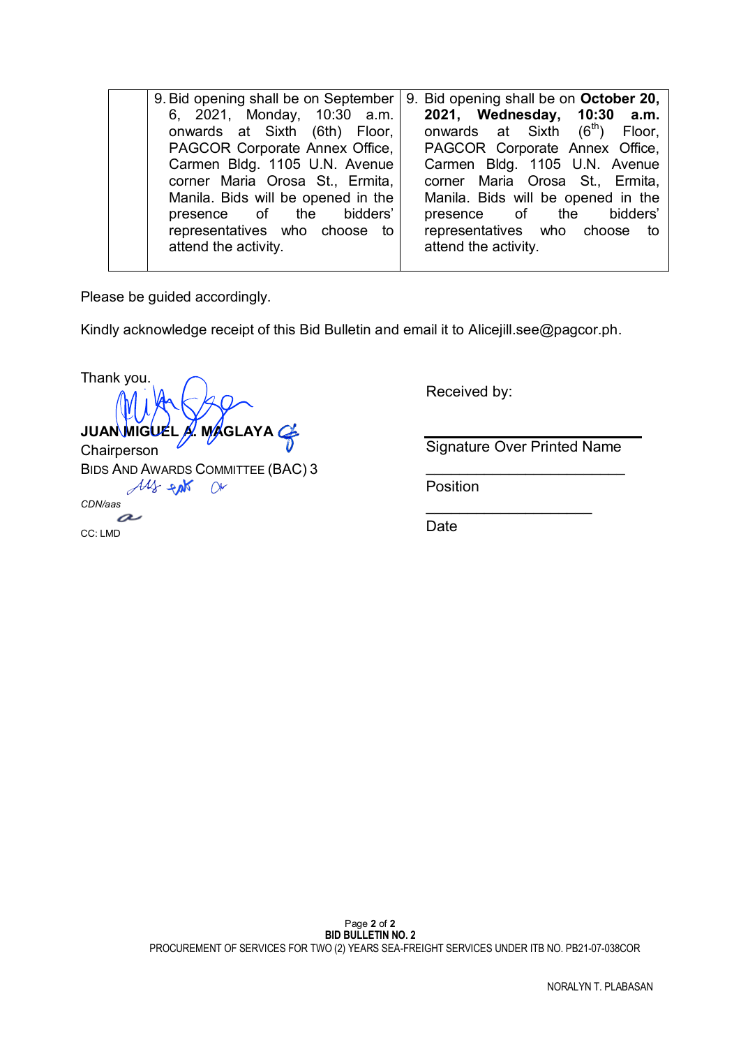| | | |
|---|---|---|
| | 9. Bid opening shall be on September 6, 2021, Monday, 10:30 a.m. onwards at Sixth (6th) Floor, PAGCOR Corporate Annex Office, Carmen Bldg. 1105 U.N. Avenue corner Maria Orosa St., Ermita, Manila. Bids will be opened in the presence of the bidders' representatives who choose to attend the activity. | 9. Bid opening shall be on **October 20, 2021, Wednesday, 10:30 a.m.** onwards at Sixth (6th) Floor, PAGCOR Corporate Annex Office, Carmen Bldg. 1105 U.N. Avenue corner Maria Orosa St., Ermita, Manila. Bids will be opened in the presence of the bidders' representatives who choose to attend the activity. |

Please be guided accordingly.

Kindly acknowledge receipt of this Bid Bulletin and email it to Alicejill.see@pagcor.ph.

Thank you.

**JUAN MIGUEL A. MAGLAYA**
Chairperson
BIDS AND AWARDS COMMITTEE (BAC) 3

*CDN/aas*

CC: LMD

Received by:

______________________
Signature Over Printed Name

______________________
Position

______________________
Date

**BID BULLETIN NO. 2**
PROCUREMENT OF SERVICES FOR TWO (2) YEARS SEA-FREIGHT SERVICES UNDER ITB NO. PB21-07-038COR

NORALYN T. PLABASAN